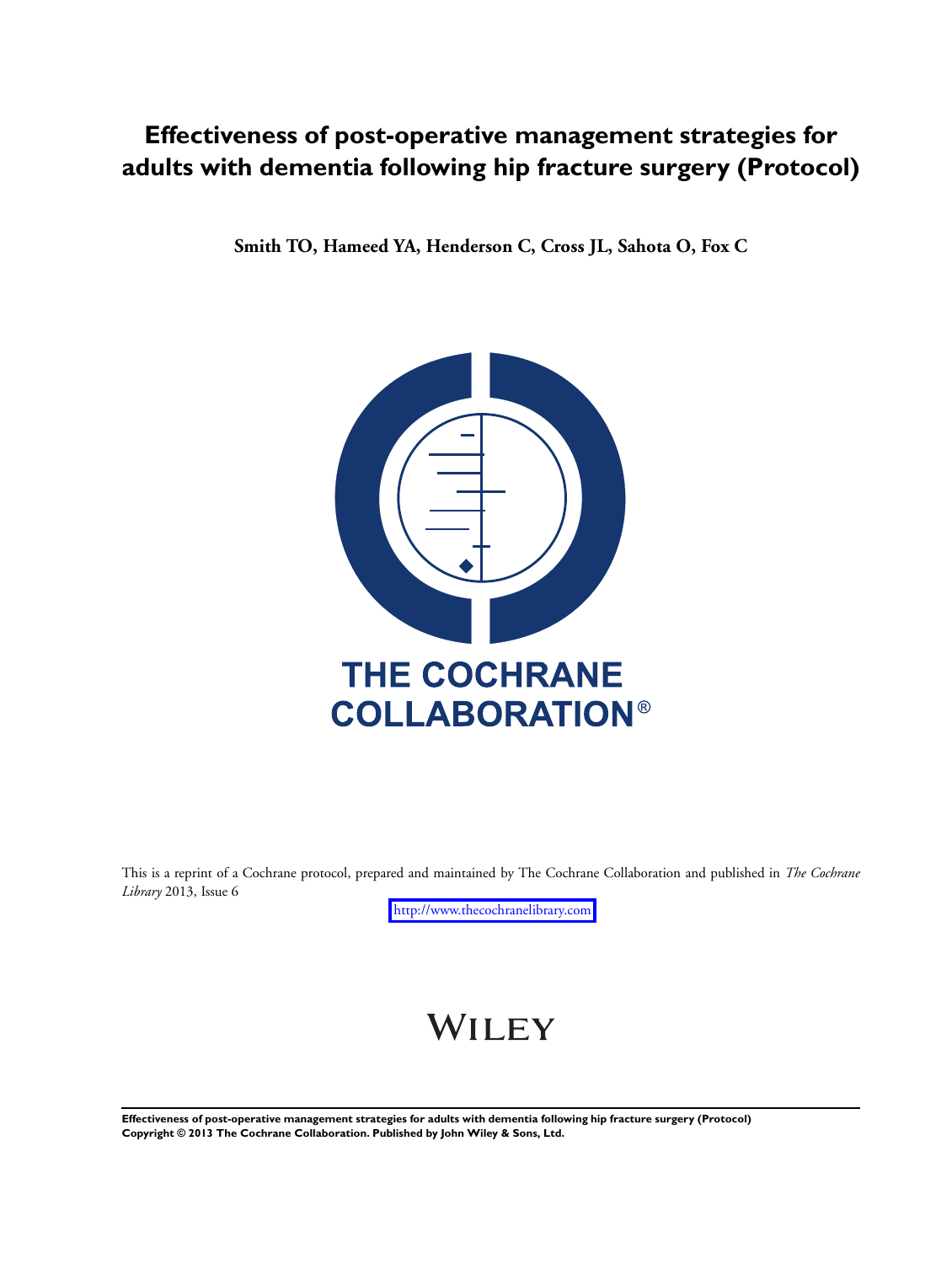# Effectiveness of post-operative management strategies for adults with dementia following hip fracture surgery (Protocol)

**Smith TO, Hameed YA, Henderson C, Cross JL, Sahota O, Fox C**

THE COCHRANE COLLABORATION®

This is a reprint of a Cochrane protocol, prepared and maintained by The Cochrane Collaboration and published in *The Cochrane Library* 2013, Issue 6

http://www.thecochranelibrary.com

WILEY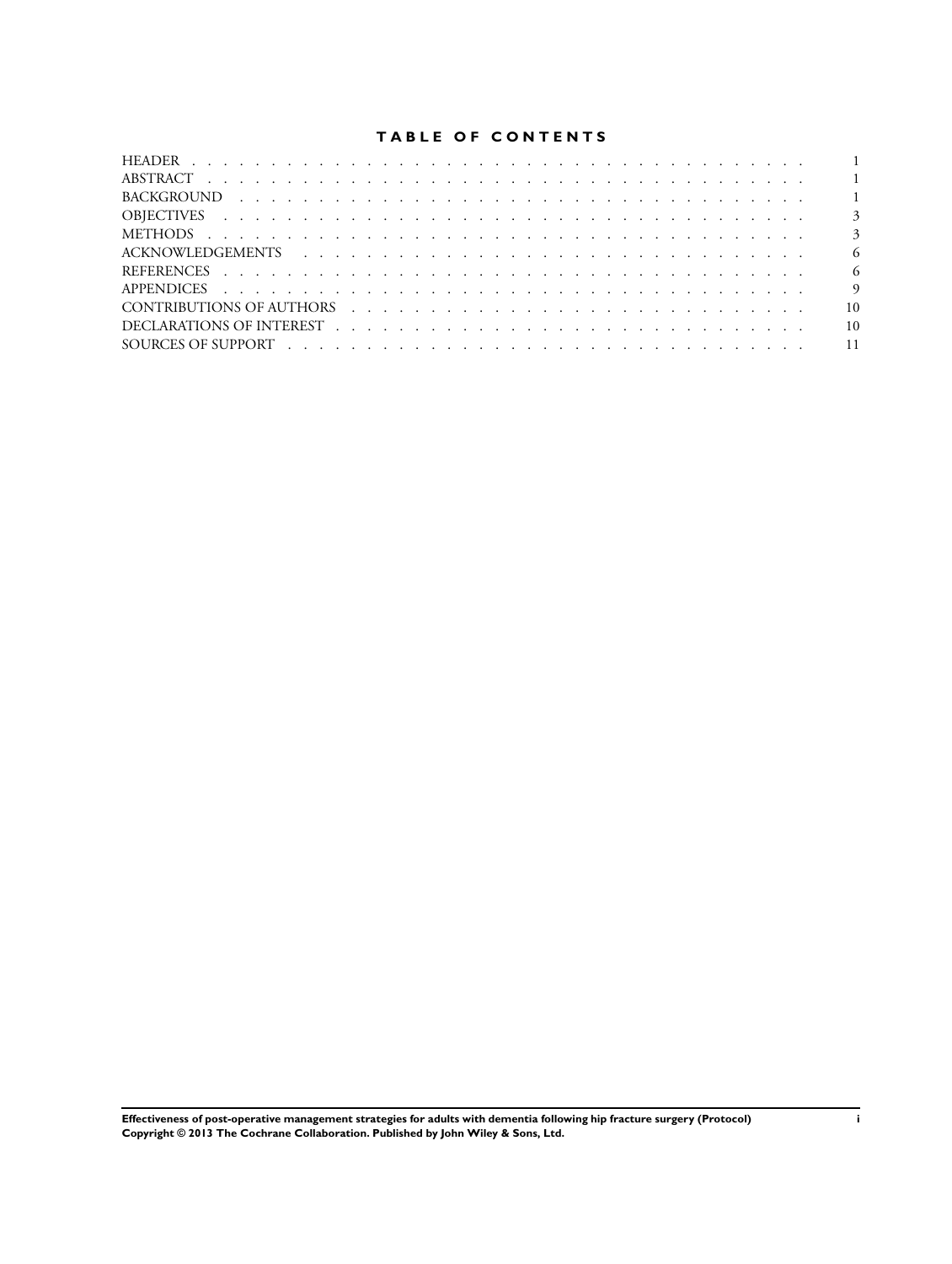# TABLE OF CONTENTS

| | |
|---|---|
| HEADER | 1 |
| ABSTRACT | 1 |
| BACKGROUND | 1 |
| OBJECTIVES | 3 |
| METHODS | 3 |
| ACKNOWLEDGEMENTS | 6 |
| REFERENCES | 6 |
| APPENDICES | 9 |
| CONTRIBUTIONS OF AUTHORS | 10 |
| DECLARATIONS OF INTEREST | 10 |
| SOURCES OF SUPPORT | 11 |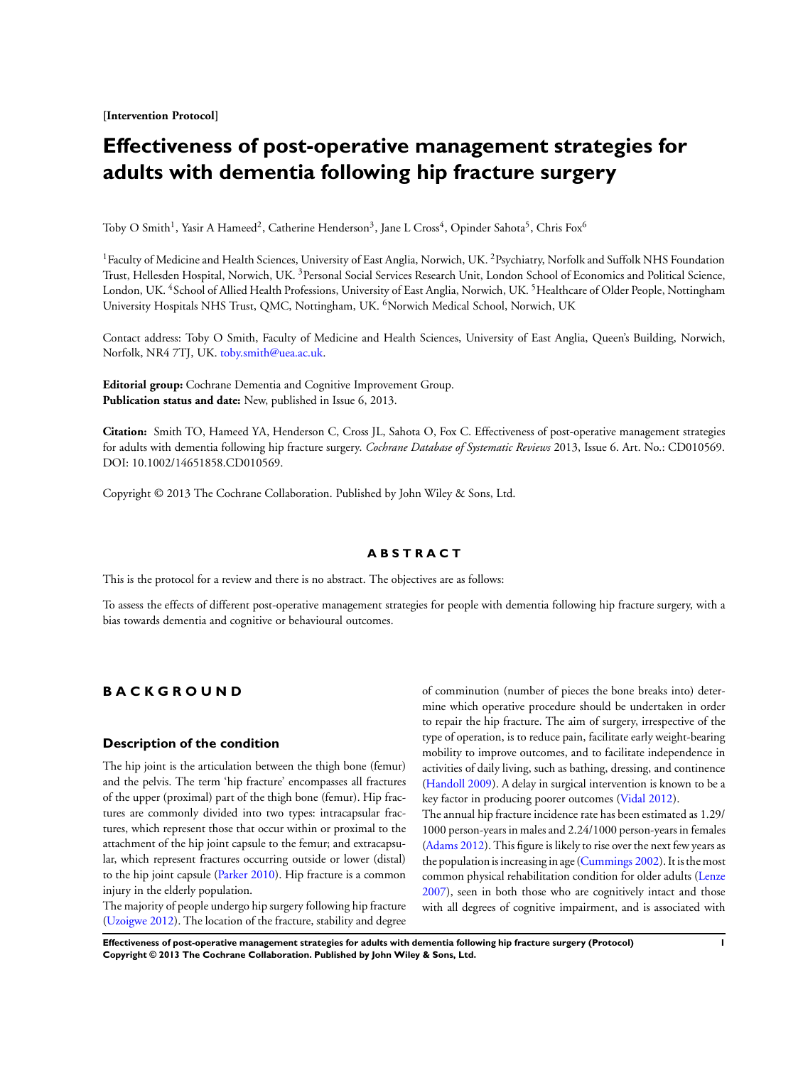**[Intervention Protocol]**

# Effectiveness of post-operative management strategies for adults with dementia following hip fracture surgery

Toby O Smith[1], Yasir A Hameed[2], Catherine Henderson[3], Jane L Cross[4], Opinder Sahota[5], Chris Fox[6]

[1]Faculty of Medicine and Health Sciences, University of East Anglia, Norwich, UK. [2]Psychiatry, Norfolk and Suffolk NHS Foundation Trust, Hellesden Hospital, Norwich, UK. [3]Personal Social Services Research Unit, London School of Economics and Political Science, London, UK. [4]School of Allied Health Professions, University of East Anglia, Norwich, UK. [5]Healthcare of Older People, Nottingham University Hospitals NHS Trust, QMC, Nottingham, UK. [6]Norwich Medical School, Norwich, UK

Contact address: Toby O Smith, Faculty of Medicine and Health Sciences, University of East Anglia, Queen's Building, Norwich, Norfolk, NR4 7TJ, UK. toby.smith@uea.ac.uk.

**Editorial group:** Cochrane Dementia and Cognitive Improvement Group.
**Publication status and date:** New, published in Issue 6, 2013.

**Citation:** Smith TO, Hameed YA, Henderson C, Cross JL, Sahota O, Fox C. Effectiveness of post-operative management strategies for adults with dementia following hip fracture surgery. *Cochrane Database of Systematic Reviews* 2013, Issue 6. Art. No.: CD010569. DOI: 10.1002/14651858.CD010569.

Copyright © 2013 The Cochrane Collaboration. Published by John Wiley & Sons, Ltd.

## ABSTRACT

This is the protocol for a review and there is no abstract. The objectives are as follows:

To assess the effects of different post-operative management strategies for people with dementia following hip fracture surgery, with a bias towards dementia and cognitive or behavioural outcomes.

## BACKGROUND

### Description of the condition

The hip joint is the articulation between the thigh bone (femur) and the pelvis. The term 'hip fracture' encompasses all fractures of the upper (proximal) part of the thigh bone (femur). Hip fractures are commonly divided into two types: intracapsular fractures, which represent those that occur within or proximal to the attachment of the hip joint capsule to the femur; and extracapsular, which represent fractures occurring outside or lower (distal) to the hip joint capsule (Parker 2010). Hip fracture is a common injury in the elderly population.

The majority of people undergo hip surgery following hip fracture (Uzoigwe 2012). The location of the fracture, stability and degree of comminution (number of pieces the bone breaks into) determine which operative procedure should be undertaken in order to repair the hip fracture. The aim of surgery, irrespective of the type of operation, is to reduce pain, facilitate early weight-bearing mobility to improve outcomes, and to facilitate independence in activities of daily living, such as bathing, dressing, and continence (Handoll 2009). A delay in surgical intervention is known to be a key factor in producing poorer outcomes (Vidal 2012).

The annual hip fracture incidence rate has been estimated as 1.29/1000 person-years in males and 2.24/1000 person-years in females (Adams 2012). This figure is likely to rise over the next few years as the population is increasing in age (Cummings 2002). It is the most common physical rehabilitation condition for older adults (Lenze 2007), seen in both those who are cognitively intact and those with all degrees of cognitive impairment, and is associated with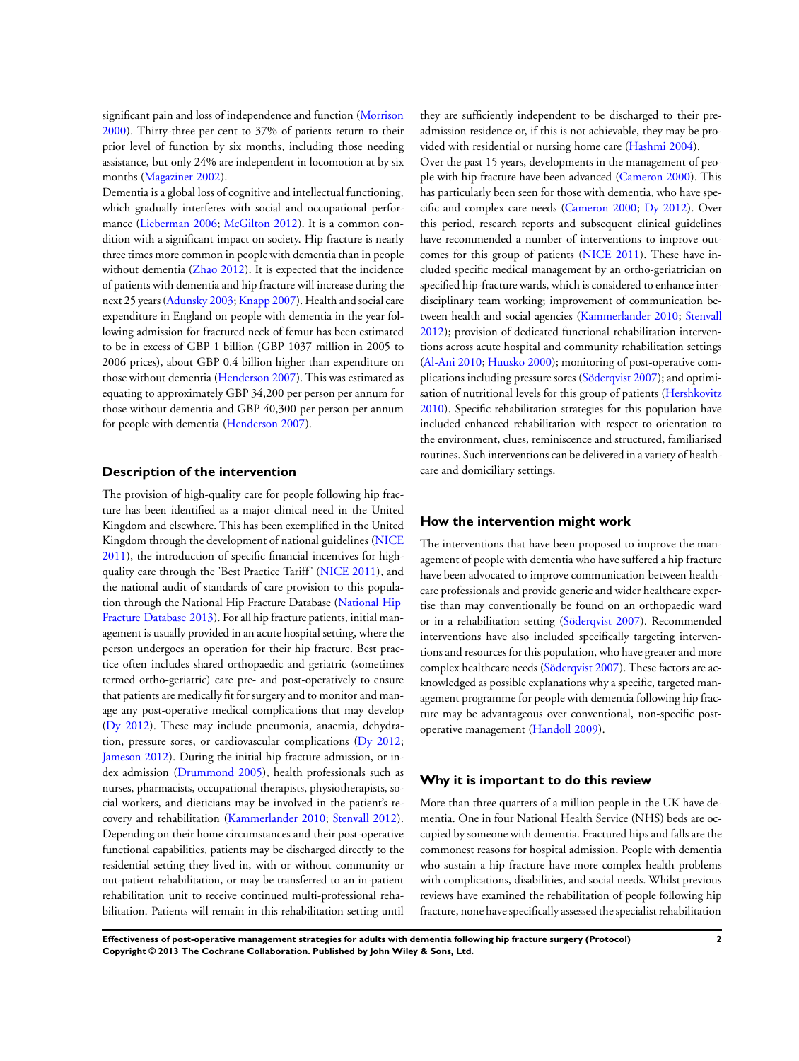significant pain and loss of independence and function (Morrison 2000). Thirty-three per cent to 37% of patients return to their prior level of function by six months, including those needing assistance, but only 24% are independent in locomotion at by six months (Magaziner 2002).

Dementia is a global loss of cognitive and intellectual functioning, which gradually interferes with social and occupational performance (Lieberman 2006; McGilton 2012). It is a common condition with a significant impact on society. Hip fracture is nearly three times more common in people with dementia than in people without dementia (Zhao 2012). It is expected that the incidence of patients with dementia and hip fracture will increase during the next 25 years (Adunsky 2003; Knapp 2007). Health and social care expenditure in England on people with dementia in the year following admission for fractured neck of femur has been estimated to be in excess of GBP 1 billion (GBP 1037 million in 2005 to 2006 prices), about GBP 0.4 billion higher than expenditure on those without dementia (Henderson 2007). This was estimated as equating to approximately GBP 34,200 per person per annum for those without dementia and GBP 40,300 per person per annum for people with dementia (Henderson 2007).

## Description of the intervention

The provision of high-quality care for people following hip fracture has been identified as a major clinical need in the United Kingdom and elsewhere. This has been exemplified in the United Kingdom through the development of national guidelines (NICE 2011), the introduction of specific financial incentives for high-quality care through the 'Best Practice Tariff' (NICE 2011), and the national audit of standards of care provision to this population through the National Hip Fracture Database (National Hip Fracture Database 2013). For all hip fracture patients, initial management is usually provided in an acute hospital setting, where the person undergoes an operation for their hip fracture. Best practice often includes shared orthopaedic and geriatric (sometimes termed ortho-geriatric) care pre- and post-operatively to ensure that patients are medically fit for surgery and to monitor and manage any post-operative medical complications that may develop (Dy 2012). These may include pneumonia, anaemia, dehydration, pressure sores, or cardiovascular complications (Dy 2012; Jameson 2012). During the initial hip fracture admission, or index admission (Drummond 2005), health professionals such as nurses, pharmacists, occupational therapists, physiotherapists, social workers, and dieticians may be involved in the patient's recovery and rehabilitation (Kammerlander 2010; Stenvall 2012). Depending on their home circumstances and their post-operative functional capabilities, patients may be discharged directly to the residential setting they lived in, with or without community or out-patient rehabilitation, or may be transferred to an in-patient rehabilitation unit to receive continued multi-professional rehabilitation. Patients will remain in this rehabilitation setting until they are sufficiently independent to be discharged to their pre-admission residence or, if this is not achievable, they may be provided with residential or nursing home care (Hashmi 2004).

Over the past 15 years, developments in the management of people with hip fracture have been advanced (Cameron 2000). This has particularly been seen for those with dementia, who have specific and complex care needs (Cameron 2000; Dy 2012). Over this period, research reports and subsequent clinical guidelines have recommended a number of interventions to improve outcomes for this group of patients (NICE 2011). These have included specific medical management by an ortho-geriatrician on specified hip-fracture wards, which is considered to enhance interdisciplinary team working; improvement of communication between health and social agencies (Kammerlander 2010; Stenvall 2012); provision of dedicated functional rehabilitation interventions across acute hospital and community rehabilitation settings (Al-Ani 2010; Huusko 2000); monitoring of post-operative complications including pressure sores (Söderqvist 2007); and optimisation of nutritional levels for this group of patients (Hershkovitz 2010). Specific rehabilitation strategies for this population have included enhanced rehabilitation with respect to orientation to the environment, clues, reminiscence and structured, familiarised routines. Such interventions can be delivered in a variety of healthcare and domiciliary settings.

## How the intervention might work

The interventions that have been proposed to improve the management of people with dementia who have suffered a hip fracture have been advocated to improve communication between healthcare professionals and provide generic and wider healthcare expertise than may conventionally be found on an orthopaedic ward or in a rehabilitation setting (Söderqvist 2007). Recommended interventions have also included specifically targeting interventions and resources for this population, who have greater and more complex healthcare needs (Söderqvist 2007). These factors are acknowledged as possible explanations why a specific, targeted management programme for people with dementia following hip fracture may be advantageous over conventional, non-specific post-operative management (Handoll 2009).

## Why it is important to do this review

More than three quarters of a million people in the UK have dementia. One in four National Health Service (NHS) beds are occupied by someone with dementia. Fractured hips and falls are the commonest reasons for hospital admission. People with dementia who sustain a hip fracture have more complex health problems with complications, disabilities, and social needs. Whilst previous reviews have examined the rehabilitation of people following hip fracture, none have specifically assessed the specialist rehabilitation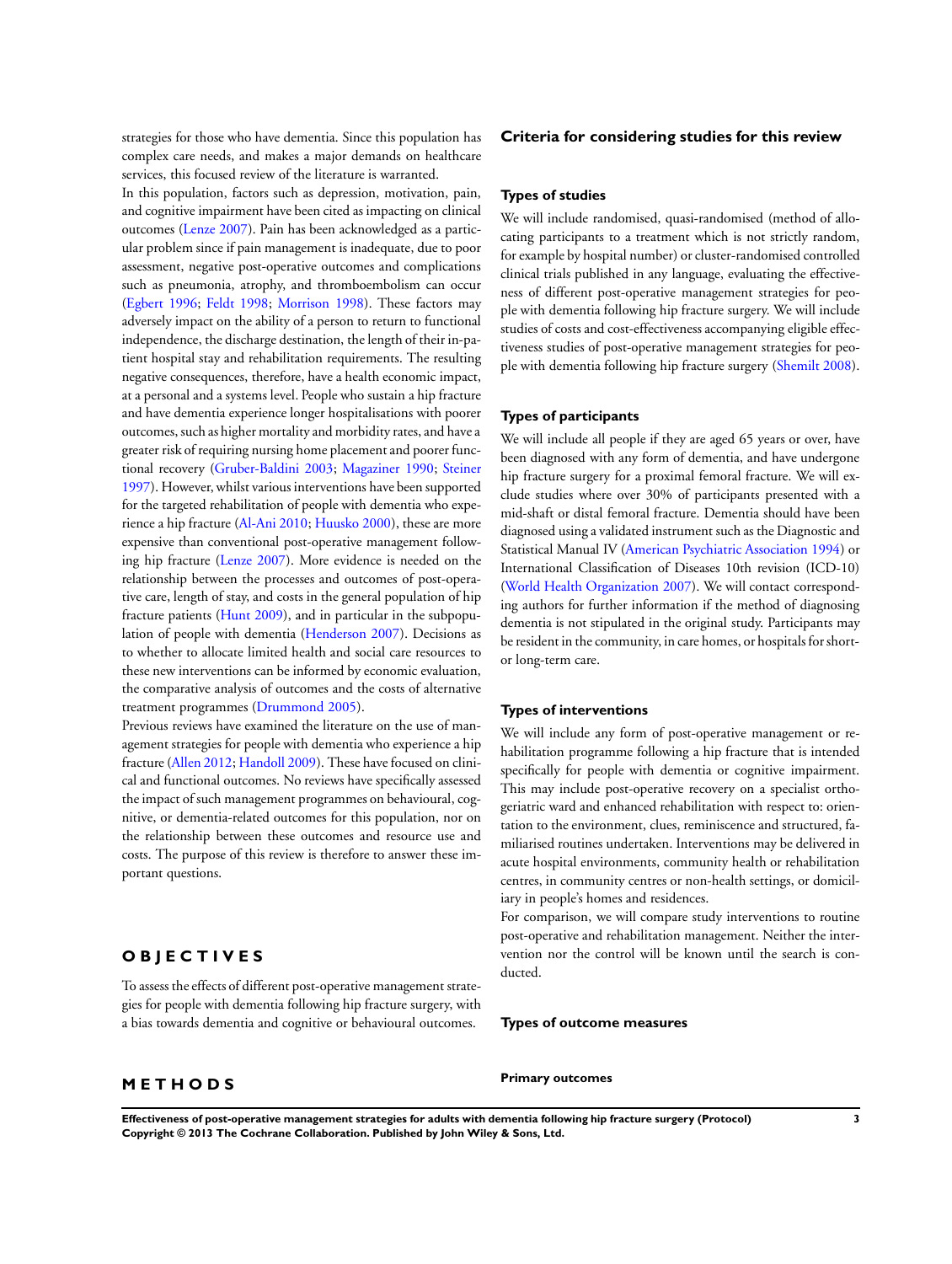strategies for those who have dementia. Since this population has complex care needs, and makes a major demands on healthcare services, this focused review of the literature is warranted.

In this population, factors such as depression, motivation, pain, and cognitive impairment have been cited as impacting on clinical outcomes (Lenze 2007). Pain has been acknowledged as a particular problem since if pain management is inadequate, due to poor assessment, negative post-operative outcomes and complications such as pneumonia, atrophy, and thromboembolism can occur (Egbert 1996; Feldt 1998; Morrison 1998). These factors may adversely impact on the ability of a person to return to functional independence, the discharge destination, the length of their in-patient hospital stay and rehabilitation requirements. The resulting negative consequences, therefore, have a health economic impact, at a personal and a systems level. People who sustain a hip fracture and have dementia experience longer hospitalisations with poorer outcomes, such as higher mortality and morbidity rates, and have a greater risk of requiring nursing home placement and poorer functional recovery (Gruber-Baldini 2003; Magaziner 1990; Steiner 1997). However, whilst various interventions have been supported for the targeted rehabilitation of people with dementia who experience a hip fracture (Al-Ani 2010; Huusko 2000), these are more expensive than conventional post-operative management following hip fracture (Lenze 2007). More evidence is needed on the relationship between the processes and outcomes of post-operative care, length of stay, and costs in the general population of hip fracture patients (Hunt 2009), and in particular in the subpopulation of people with dementia (Henderson 2007). Decisions as to whether to allocate limited health and social care resources to these new interventions can be informed by economic evaluation, the comparative analysis of outcomes and the costs of alternative treatment programmes (Drummond 2005).

Previous reviews have examined the literature on the use of management strategies for people with dementia who experience a hip fracture (Allen 2012; Handoll 2009). These have focused on clinical and functional outcomes. No reviews have specifically assessed the impact of such management programmes on behavioural, cognitive, or dementia-related outcomes for this population, nor on the relationship between these outcomes and resource use and costs. The purpose of this review is therefore to answer these important questions.

# OBJECTIVES

To assess the effects of different post-operative management strategies for people with dementia following hip fracture surgery, with a bias towards dementia and cognitive or behavioural outcomes.

# METHODS

## Criteria for considering studies for this review

### Types of studies

We will include randomised, quasi-randomised (method of allocating participants to a treatment which is not strictly random, for example by hospital number) or cluster-randomised controlled clinical trials published in any language, evaluating the effectiveness of different post-operative management strategies for people with dementia following hip fracture surgery. We will include studies of costs and cost-effectiveness accompanying eligible effectiveness studies of post-operative management strategies for people with dementia following hip fracture surgery (Shemilt 2008).

### Types of participants

We will include all people if they are aged 65 years or over, have been diagnosed with any form of dementia, and have undergone hip fracture surgery for a proximal femoral fracture. We will exclude studies where over 30% of participants presented with a mid-shaft or distal femoral fracture. Dementia should have been diagnosed using a validated instrument such as the Diagnostic and Statistical Manual IV (American Psychiatric Association 1994) or International Classification of Diseases 10th revision (ICD-10) (World Health Organization 2007). We will contact corresponding authors for further information if the method of diagnosing dementia is not stipulated in the original study. Participants may be resident in the community, in care homes, or hospitals for short- or long-term care.

### Types of interventions

We will include any form of post-operative management or rehabilitation programme following a hip fracture that is intended specifically for people with dementia or cognitive impairment. This may include post-operative recovery on a specialist orthogeriatric ward and enhanced rehabilitation with respect to: orientation to the environment, clues, reminiscence and structured, familiarised routines undertaken. Interventions may be delivered in acute hospital environments, community health or rehabilitation centres, in community centres or non-health settings, or domiciliary in people's homes and residences.

For comparison, we will compare study interventions to routine post-operative and rehabilitation management. Neither the intervention nor the control will be known until the search is conducted.

### Types of outcome measures

#### Primary outcomes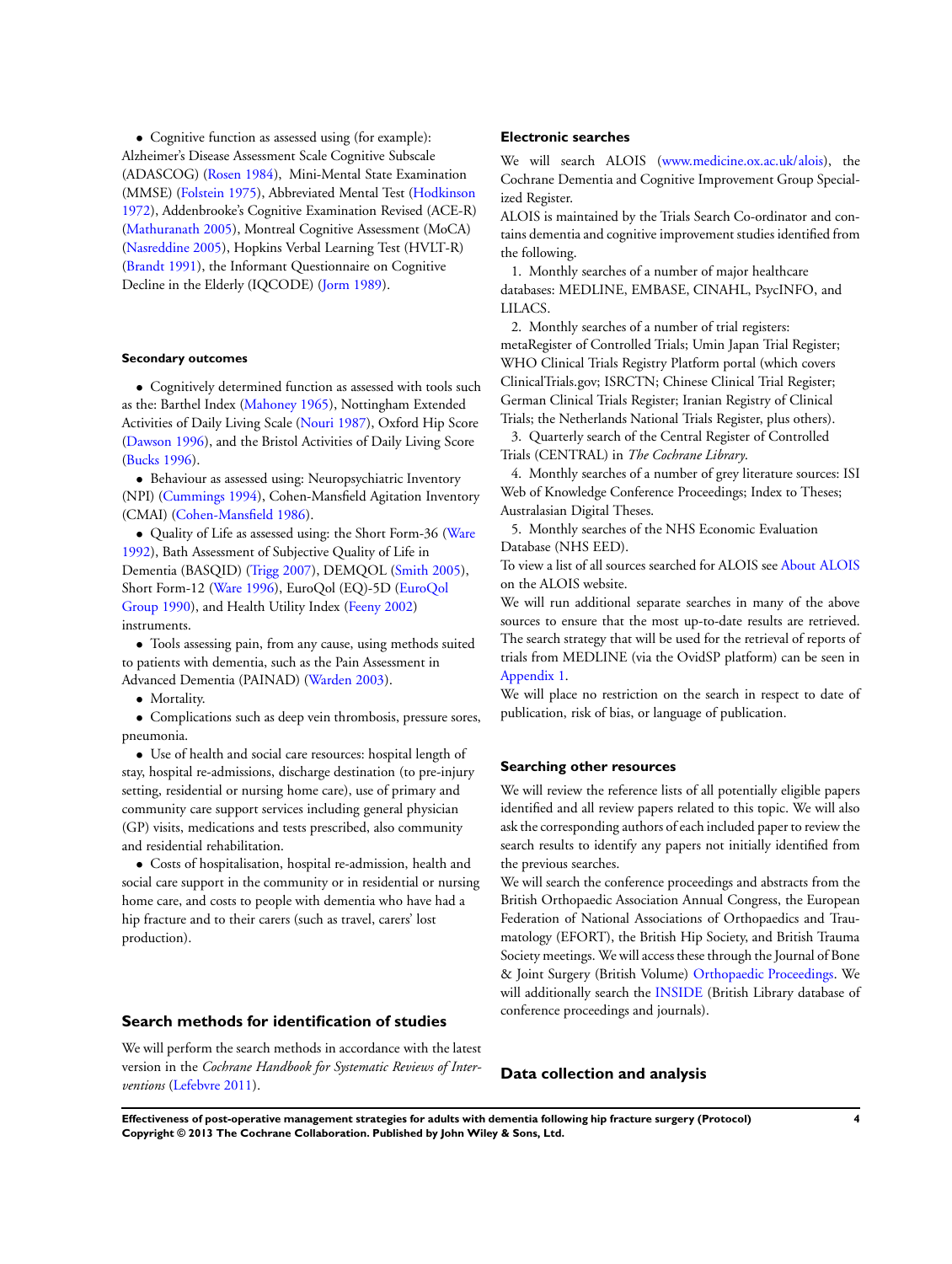- Cognitive function as assessed using (for example): Alzheimer's Disease Assessment Scale Cognitive Subscale (ADASCOG) (Rosen 1984), Mini-Mental State Examination (MMSE) (Folstein 1975), Abbreviated Mental Test (Hodkinson 1972), Addenbrooke's Cognitive Examination Revised (ACE-R) (Mathuranath 2005), Montreal Cognitive Assessment (MoCA) (Nasreddine 2005), Hopkins Verbal Learning Test (HVLT-R) (Brandt 1991), the Informant Questionnaire on Cognitive Decline in the Elderly (IQCODE) (Jorm 1989).

#### Secondary outcomes

- Cognitively determined function as assessed with tools such as the: Barthel Index (Mahoney 1965), Nottingham Extended Activities of Daily Living Scale (Nouri 1987), Oxford Hip Score (Dawson 1996), and the Bristol Activities of Daily Living Score (Bucks 1996).
- Behaviour as assessed using: Neuropsychiatric Inventory (NPI) (Cummings 1994), Cohen-Mansfield Agitation Inventory (CMAI) (Cohen-Mansfield 1986).
- Quality of Life as assessed using: the Short Form-36 (Ware 1992), Bath Assessment of Subjective Quality of Life in Dementia (BASQID) (Trigg 2007), DEMQOL (Smith 2005), Short Form-12 (Ware 1996), EuroQol (EQ)-5D (EuroQol Group 1990), and Health Utility Index (Feeny 2002) instruments.
- Tools assessing pain, from any cause, using methods suited to patients with dementia, such as the Pain Assessment in Advanced Dementia (PAINAD) (Warden 2003).
- Mortality.
- Complications such as deep vein thrombosis, pressure sores, pneumonia.
- Use of health and social care resources: hospital length of stay, hospital re-admissions, discharge destination (to pre-injury setting, residential or nursing home care), use of primary and community care support services including general physician (GP) visits, medications and tests prescribed, also community and residential rehabilitation.
- Costs of hospitalisation, hospital re-admission, health and social care support in the community or in residential or nursing home care, and costs to people with dementia who have had a hip fracture and to their carers (such as travel, carers' lost production).

## Search methods for identification of studies

We will perform the search methods in accordance with the latest version in the *Cochrane Handbook for Systematic Reviews of Interventions* (Lefebvre 2011).

### Electronic searches

We will search ALOIS (www.medicine.ox.ac.uk/alois), the Cochrane Dementia and Cognitive Improvement Group Specialized Register.

ALOIS is maintained by the Trials Search Co-ordinator and contains dementia and cognitive improvement studies identified from the following.

1. Monthly searches of a number of major healthcare databases: MEDLINE, EMBASE, CINAHL, PsycINFO, and LILACS.
2. Monthly searches of a number of trial registers: metaRegister of Controlled Trials; Umin Japan Trial Register; WHO Clinical Trials Registry Platform portal (which covers ClinicalTrials.gov; ISRCTN; Chinese Clinical Trial Register; German Clinical Trials Register; Iranian Registry of Clinical Trials; the Netherlands National Trials Register, plus others).
3. Quarterly search of the Central Register of Controlled Trials (CENTRAL) in *The Cochrane Library*.
4. Monthly searches of a number of grey literature sources: ISI Web of Knowledge Conference Proceedings; Index to Theses; Australasian Digital Theses.
5. Monthly searches of the NHS Economic Evaluation Database (NHS EED).

To view a list of all sources searched for ALOIS see About ALOIS on the ALOIS website.

We will run additional separate searches in many of the above sources to ensure that the most up-to-date results are retrieved. The search strategy that will be used for the retrieval of reports of trials from MEDLINE (via the OvidSP platform) can be seen in Appendix 1.

We will place no restriction on the search in respect to date of publication, risk of bias, or language of publication.

### Searching other resources

We will review the reference lists of all potentially eligible papers identified and all review papers related to this topic. We will also ask the corresponding authors of each included paper to review the search results to identify any papers not initially identified from the previous searches.

We will search the conference proceedings and abstracts from the British Orthopaedic Association Annual Congress, the European Federation of National Associations of Orthopaedics and Traumatology (EFORT), the British Hip Society, and British Trauma Society meetings. We will access these through the Journal of Bone & Joint Surgery (British Volume) Orthopaedic Proceedings. We will additionally search the INSIDE (British Library database of conference proceedings and journals).

## Data collection and analysis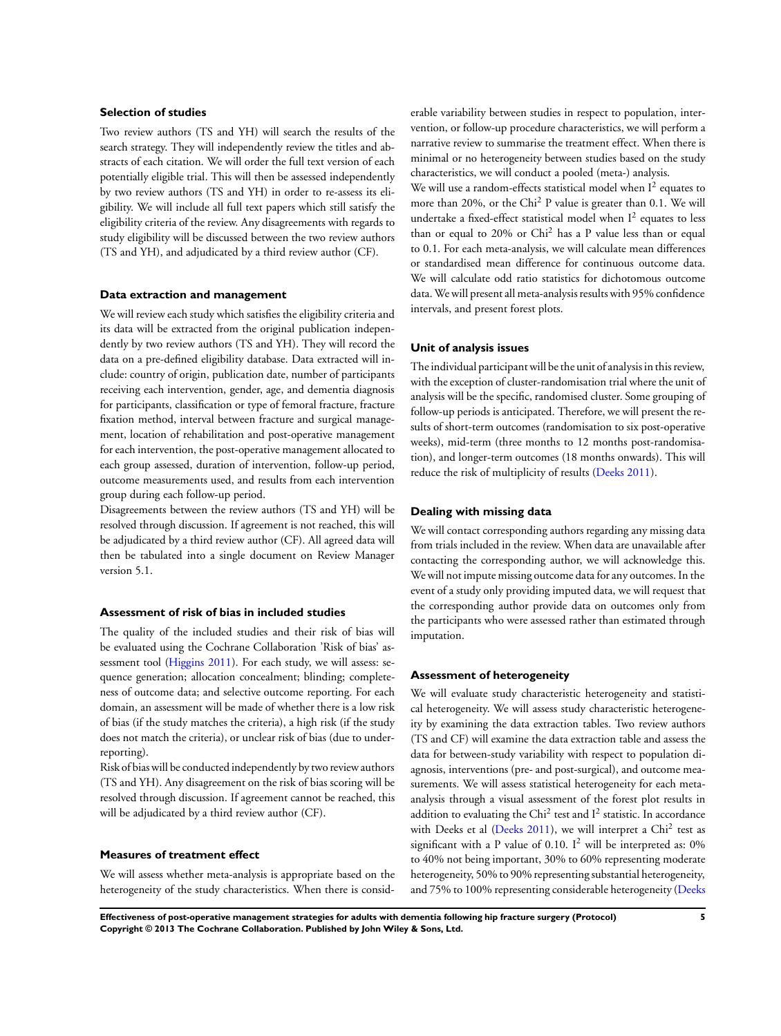### Selection of studies

Two review authors (TS and YH) will search the results of the search strategy. They will independently review the titles and abstracts of each citation. We will order the full text version of each potentially eligible trial. This will then be assessed independently by two review authors (TS and YH) in order to re-assess its eligibility. We will include all full text papers which still satisfy the eligibility criteria of the review. Any disagreements with regards to study eligibility will be discussed between the two review authors (TS and YH), and adjudicated by a third review author (CF).

### Data extraction and management

We will review each study which satisfies the eligibility criteria and its data will be extracted from the original publication independently by two review authors (TS and YH). They will record the data on a pre-defined eligibility database. Data extracted will include: country of origin, publication date, number of participants receiving each intervention, gender, age, and dementia diagnosis for participants, classification or type of femoral fracture, fracture fixation method, interval between fracture and surgical management, location of rehabilitation and post-operative management for each intervention, the post-operative management allocated to each group assessed, duration of intervention, follow-up period, outcome measurements used, and results from each intervention group during each follow-up period.

Disagreements between the review authors (TS and YH) will be resolved through discussion. If agreement is not reached, this will be adjudicated by a third review author (CF). All agreed data will then be tabulated into a single document on Review Manager version 5.1.

### Assessment of risk of bias in included studies

The quality of the included studies and their risk of bias will be evaluated using the Cochrane Collaboration 'Risk of bias' assessment tool (Higgins 2011). For each study, we will assess: sequence generation; allocation concealment; blinding; completeness of outcome data; and selective outcome reporting. For each domain, an assessment will be made of whether there is a low risk of bias (if the study matches the criteria), a high risk (if the study does not match the criteria), or unclear risk of bias (due to under-reporting).

Risk of bias will be conducted independently by two review authors (TS and YH). Any disagreement on the risk of bias scoring will be resolved through discussion. If agreement cannot be reached, this will be adjudicated by a third review author (CF).

### Measures of treatment effect

We will assess whether meta-analysis is appropriate based on the heterogeneity of the study characteristics. When there is considerable variability between studies in respect to population, intervention, or follow-up procedure characteristics, we will perform a narrative review to summarise the treatment effect. When there is minimal or no heterogeneity between studies based on the study characteristics, we will conduct a pooled (meta-) analysis.

We will use a random-effects statistical model when $I^2$ equates to more than 20%, or the $Chi^2$ P value is greater than 0.1. We will undertake a fixed-effect statistical model when $I^2$ equates to less than or equal to 20% or $Chi^2$ has a P value less than or equal to 0.1. For each meta-analysis, we will calculate mean differences or standardised mean difference for continuous outcome data. We will calculate odd ratio statistics for dichotomous outcome data. We will present all meta-analysis results with 95% confidence intervals, and present forest plots.

### Unit of analysis issues

The individual participant will be the unit of analysis in this review, with the exception of cluster-randomisation trial where the unit of analysis will be the specific, randomised cluster. Some grouping of follow-up periods is anticipated. Therefore, we will present the results of short-term outcomes (randomisation to six post-operative weeks), mid-term (three months to 12 months post-randomisation), and longer-term outcomes (18 months onwards). This will reduce the risk of multiplicity of results (Deeks 2011).

### Dealing with missing data

We will contact corresponding authors regarding any missing data from trials included in the review. When data are unavailable after contacting the corresponding author, we will acknowledge this. We will not impute missing outcome data for any outcomes. In the event of a study only providing imputed data, we will request that the corresponding author provide data on outcomes only from the participants who were assessed rather than estimated through imputation.

### Assessment of heterogeneity

We will evaluate study characteristic heterogeneity and statistical heterogeneity. We will assess study characteristic heterogeneity by examining the data extraction tables. Two review authors (TS and CF) will examine the data extraction table and assess the data for between-study variability with respect to population diagnosis, interventions (pre- and post-surgical), and outcome measurements. We will assess statistical heterogeneity for each meta-analysis through a visual assessment of the forest plot results in addition to evaluating the $Chi^2$ test and $I^2$ statistic. In accordance with Deeks et al (Deeks 2011), we will interpret a $Chi^2$ test as significant with a P value of 0.10. $I^2$ will be interpreted as: 0% to 40% not being important, 30% to 60% representing moderate heterogeneity, 50% to 90% representing substantial heterogeneity, and 75% to 100% representing considerable heterogeneity (Deeks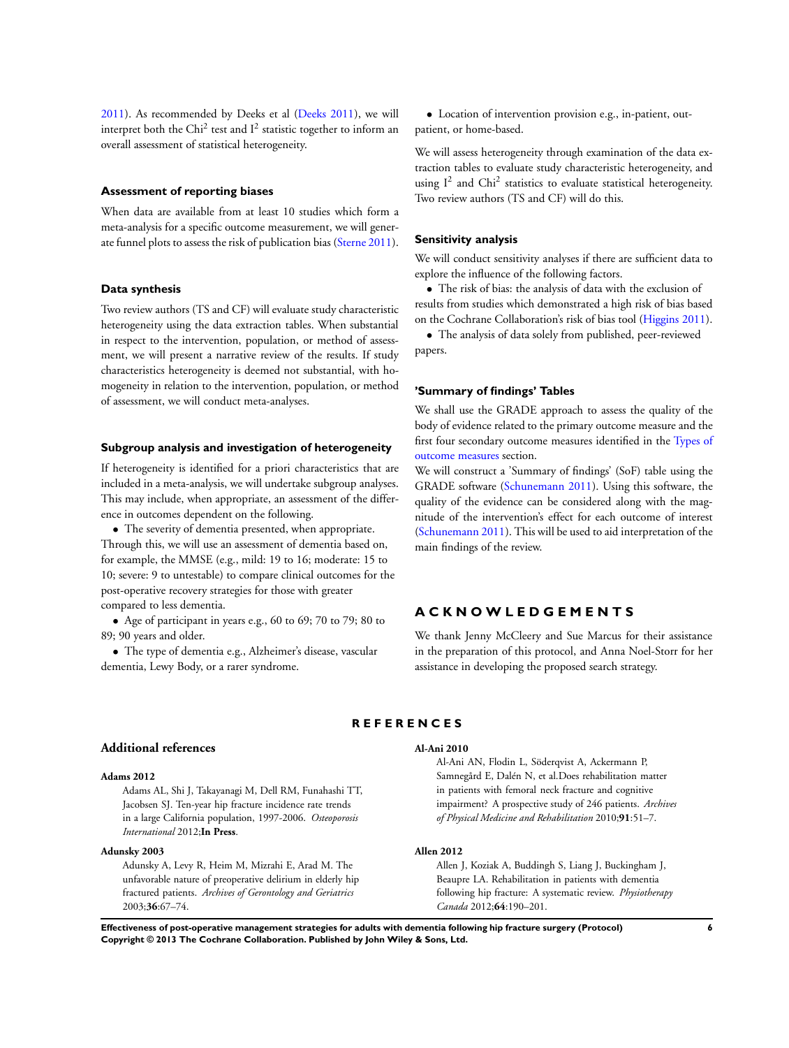2011). As recommended by Deeks et al (Deeks 2011), we will interpret both the $Chi^2$ test and $I^2$ statistic together to inform an overall assessment of statistical heterogeneity.

### Assessment of reporting biases

When data are available from at least 10 studies which form a meta-analysis for a specific outcome measurement, we will generate funnel plots to assess the risk of publication bias (Sterne 2011).

### Data synthesis

Two review authors (TS and CF) will evaluate study characteristic heterogeneity using the data extraction tables. When substantial in respect to the intervention, population, or method of assessment, we will present a narrative review of the results. If study characteristics heterogeneity is deemed not substantial, with homogeneity in relation to the intervention, population, or method of assessment, we will conduct meta-analyses.

### Subgroup analysis and investigation of heterogeneity

If heterogeneity is identified for a priori characteristics that are included in a meta-analysis, we will undertake subgroup analyses. This may include, when appropriate, an assessment of the difference in outcomes dependent on the following.

- The severity of dementia presented, when appropriate. Through this, we will use an assessment of dementia based on, for example, the MMSE (e.g., mild: 19 to 16; moderate: 15 to 10; severe: 9 to untestable) to compare clinical outcomes for the post-operative recovery strategies for those with greater compared to less dementia.
- Age of participant in years e.g., 60 to 69; 70 to 79; 80 to 89; 90 years and older.
- The type of dementia e.g., Alzheimer's disease, vascular dementia, Lewy Body, or a rarer syndrome.
- Location of intervention provision e.g., in-patient, out-patient, or home-based.

We will assess heterogeneity through examination of the data extraction tables to evaluate study characteristic heterogeneity, and using $I^2$ and $Chi^2$ statistics to evaluate statistical heterogeneity. Two review authors (TS and CF) will do this.

### Sensitivity analysis

We will conduct sensitivity analyses if there are sufficient data to explore the influence of the following factors.

- The risk of bias: the analysis of data with the exclusion of results from studies which demonstrated a high risk of bias based on the Cochrane Collaboration's risk of bias tool (Higgins 2011).
- The analysis of data solely from published, peer-reviewed papers.

### 'Summary of findings' Tables

We shall use the GRADE approach to assess the quality of the body of evidence related to the primary outcome measure and the first four secondary outcome measures identified in the Types of outcome measures section.

We will construct a 'Summary of findings' (SoF) table using the GRADE software (Schunemann 2011). Using this software, the quality of the evidence can be considered along with the magnitude of the intervention's effect for each outcome of interest (Schunemann 2011). This will be used to aid interpretation of the main findings of the review.

# ACKNOWLEDGEMENTS

We thank Jenny McCleery and Sue Marcus for their assistance in the preparation of this protocol, and Anna Noel-Storr for her assistance in developing the proposed search strategy.

# REFERENCES

## Additional references

**Adams 2012**
Adams AL, Shi J, Takayanagi M, Dell RM, Funahashi TT, Jacobsen SJ. Ten-year hip fracture incidence rate trends in a large California population, 1997-2006. *Osteoporosis International* 2012;**In Press**.

**Adunsky 2003**
Adunsky A, Levy R, Heim M, Mizrahi E, Arad M. The unfavorable nature of preoperative delirium in elderly hip fractured patients. *Archives of Gerontology and Geriatrics* 2003;**36**:67–74.

**Al-Ani 2010**
Al-Ani AN, Flodin L, Söderqvist A, Ackermann P, Samnegård E, Dalén N, et al.Does rehabilitation matter in patients with femoral neck fracture and cognitive impairment? A prospective study of 246 patients. *Archives of Physical Medicine and Rehabilitation* 2010;**91**:51–7.

**Allen 2012**
Allen J, Koziak A, Buddingh S, Liang J, Buckingham J, Beaupre LA. Rehabilitation in patients with dementia following hip fracture: A systematic review. *Physiotherapy Canada* 2012;**64**:190–201.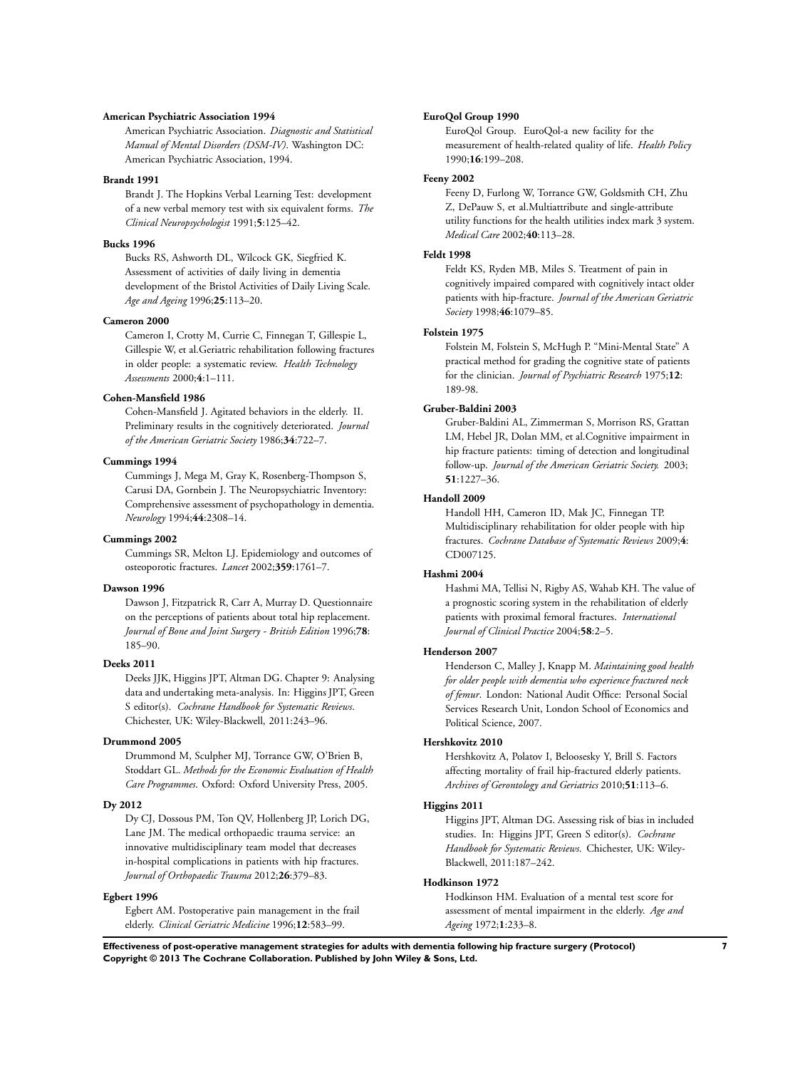**American Psychiatric Association 1994**

American Psychiatric Association. *Diagnostic and Statistical Manual of Mental Disorders (DSM-IV)*. Washington DC: American Psychiatric Association, 1994.

**Brandt 1991**

Brandt J. The Hopkins Verbal Learning Test: development of a new verbal memory test with six equivalent forms. *The Clinical Neuropsychologist* 1991;**5**:125–42.

**Bucks 1996**

Bucks RS, Ashworth DL, Wilcock GK, Siegfried K. Assessment of activities of daily living in dementia development of the Bristol Activities of Daily Living Scale. *Age and Ageing* 1996;**25**:113–20.

**Cameron 2000**

Cameron I, Crotty M, Currie C, Finnegan T, Gillespie L, Gillespie W, et al.Geriatric rehabilitation following fractures in older people: a systematic review. *Health Technology Assessments* 2000;**4**:1–111.

**Cohen-Mansfield 1986**

Cohen-Mansfield J. Agitated behaviors in the elderly. II. Preliminary results in the cognitively deteriorated. *Journal of the American Geriatric Society* 1986;**34**:722–7.

**Cummings 1994**

Cummings J, Mega M, Gray K, Rosenberg-Thompson S, Carusi DA, Gornbein J. The Neuropsychiatric Inventory: Comprehensive assessment of psychopathology in dementia. *Neurology* 1994;**44**:2308–14.

**Cummings 2002**

Cummings SR, Melton LJ. Epidemiology and outcomes of osteoporotic fractures. *Lancet* 2002;**359**:1761–7.

**Dawson 1996**

Dawson J, Fitzpatrick R, Carr A, Murray D. Questionnaire on the perceptions of patients about total hip replacement. *Journal of Bone and Joint Surgery - British Edition* 1996;**78**: 185–90.

**Deeks 2011**

Deeks JJK, Higgins JPT, Altman DG. Chapter 9: Analysing data and undertaking meta-analysis. In: Higgins JPT, Green S editor(s). *Cochrane Handbook for Systematic Reviews*. Chichester, UK: Wiley-Blackwell, 2011:243–96.

**Drummond 2005**

Drummond M, Sculpher MJ, Torrance GW, O'Brien B, Stoddart GL. *Methods for the Economic Evaluation of Health Care Programmes*. Oxford: Oxford University Press, 2005.

**Dy 2012**

Dy CJ, Dossous PM, Ton QV, Hollenberg JP, Lorich DG, Lane JM. The medical orthopaedic trauma service: an innovative multidisciplinary team model that decreases in-hospital complications in patients with hip fractures. *Journal of Orthopaedic Trauma* 2012;**26**:379–83.

**Egbert 1996**

Egbert AM. Postoperative pain management in the frail elderly. *Clinical Geriatric Medicine* 1996;**12**:583–99.

**EuroQol Group 1990**

EuroQol Group. EuroQol-a new facility for the measurement of health-related quality of life. *Health Policy* 1990;**16**:199–208.

**Feeny 2002**

Feeny D, Furlong W, Torrance GW, Goldsmith CH, Zhu Z, DePauw S, et al.Multiattribute and single-attribute utility functions for the health utilities index mark 3 system. *Medical Care* 2002;**40**:113–28.

**Feldt 1998**

Feldt KS, Ryden MB, Miles S. Treatment of pain in cognitively impaired compared with cognitively intact older patients with hip-fracture. *Journal of the American Geriatric Society* 1998;**46**:1079–85.

**Folstein 1975**

Folstein M, Folstein S, McHugh P. "Mini-Mental State" A practical method for grading the cognitive state of patients for the clinician. *Journal of Psychiatric Research* 1975;**12**: 189-98.

**Gruber-Baldini 2003**

Gruber-Baldini AL, Zimmerman S, Morrison RS, Grattan LM, Hebel JR, Dolan MM, et al.Cognitive impairment in hip fracture patients: timing of detection and longitudinal follow-up. *Journal of the American Geriatric Society.* 2003; **51**:1227–36.

**Handoll 2009**

Handoll HH, Cameron ID, Mak JC, Finnegan TP. Multidisciplinary rehabilitation for older people with hip fractures. *Cochrane Database of Systematic Reviews* 2009;**4**: CD007125.

**Hashmi 2004**

Hashmi MA, Tellisi N, Rigby AS, Wahab KH. The value of a prognostic scoring system in the rehabilitation of elderly patients with proximal femoral fractures. *International Journal of Clinical Practice* 2004;**58**:2–5.

**Henderson 2007**

Henderson C, Malley J, Knapp M. *Maintaining good health for older people with dementia who experience fractured neck of femur*. London: National Audit Office: Personal Social Services Research Unit, London School of Economics and Political Science, 2007.

**Hershkovitz 2010**

Hershkovitz A, Polatov I, Beloosesky Y, Brill S. Factors affecting mortality of frail hip-fractured elderly patients. *Archives of Gerontology and Geriatrics* 2010;**51**:113–6.

**Higgins 2011**

Higgins JPT, Altman DG. Assessing risk of bias in included studies. In: Higgins JPT, Green S editor(s). *Cochrane Handbook for Systematic Reviews*. Chichester, UK: Wiley-Blackwell, 2011:187–242.

**Hodkinson 1972**

Hodkinson HM. Evaluation of a mental test score for assessment of mental impairment in the elderly. *Age and Ageing* 1972;**1**:233–8.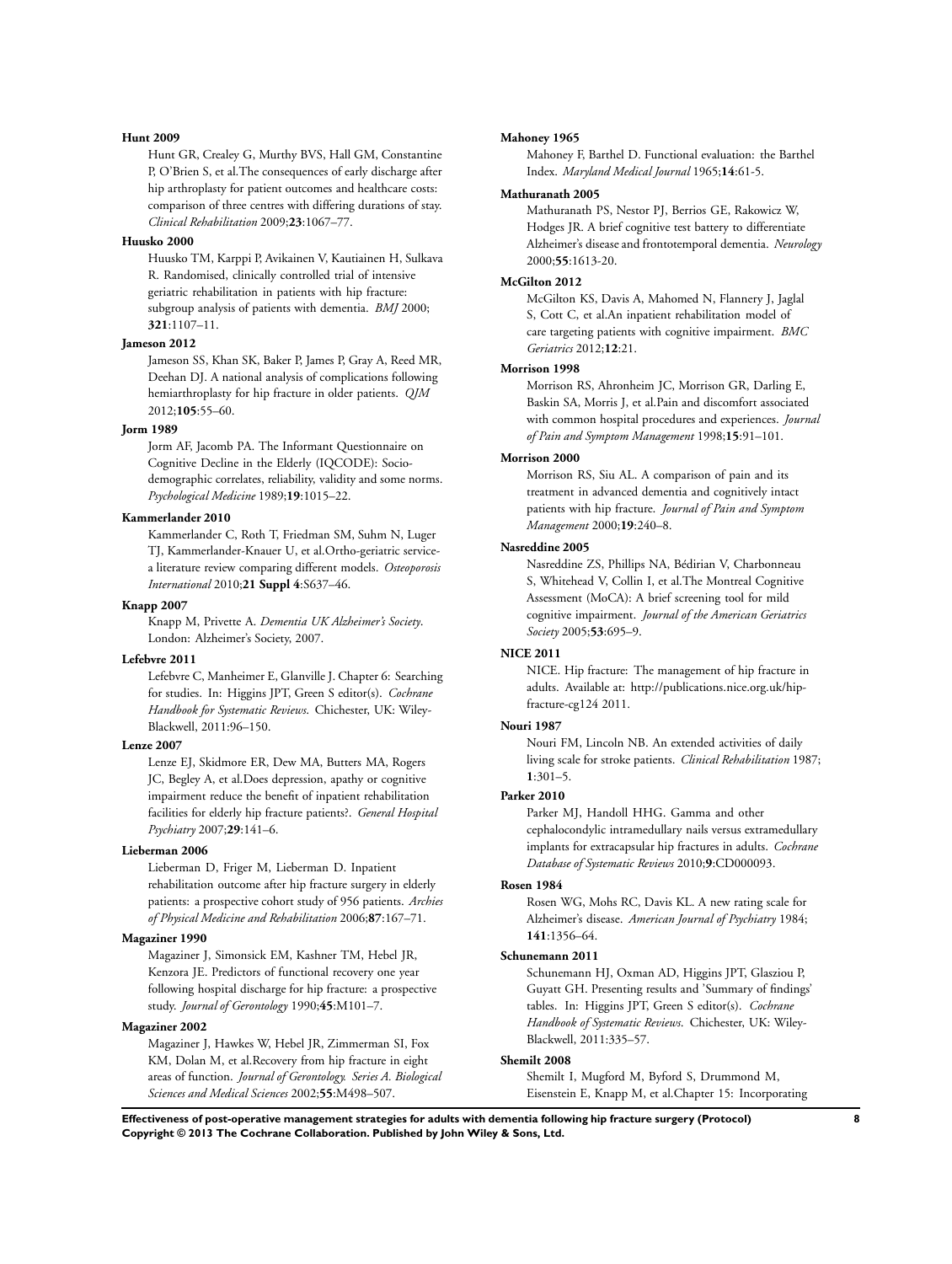**Hunt 2009**

Hunt GR, Crealey G, Murthy BVS, Hall GM, Constantine P, O'Brien S, et al.The consequences of early discharge after hip arthroplasty for patient outcomes and healthcare costs: comparison of three centres with differing durations of stay. *Clinical Rehabilitation* 2009;**23**:1067–77.

**Huusko 2000**

Huusko TM, Karppi P, Avikainen V, Kautiainen H, Sulkava R. Randomised, clinically controlled trial of intensive geriatric rehabilitation in patients with hip fracture: subgroup analysis of patients with dementia. *BMJ* 2000; **321**:1107–11.

**Jameson 2012**

Jameson SS, Khan SK, Baker P, James P, Gray A, Reed MR, Deehan DJ. A national analysis of complications following hemiarthroplasty for hip fracture in older patients. *QJM* 2012;**105**:55–60.

**Jorm 1989**

Jorm AF, Jacomb PA. The Informant Questionnaire on Cognitive Decline in the Elderly (IQCODE): Socio-demographic correlates, reliability, validity and some norms. *Psychological Medicine* 1989;**19**:1015–22.

**Kammerlander 2010**

Kammerlander C, Roth T, Friedman SM, Suhm N, Luger TJ, Kammerlander-Knauer U, et al.Ortho-geriatric service-a literature review comparing different models. *Osteoporosis International* 2010;**21 Suppl 4**:S637–46.

**Knapp 2007**

Knapp M, Privette A. *Dementia UK Alzheimer's Society*. London: Alzheimer's Society, 2007.

**Lefebvre 2011**

Lefebvre C, Manheimer E, Glanville J. Chapter 6: Searching for studies. In: Higgins JPT, Green S editor(s). *Cochrane Handbook for Systematic Reviews*. Chichester, UK: Wiley-Blackwell, 2011:96–150.

**Lenze 2007**

Lenze EJ, Skidmore ER, Dew MA, Butters MA, Rogers JC, Begley A, et al.Does depression, apathy or cognitive impairment reduce the benefit of inpatient rehabilitation facilities for elderly hip fracture patients?. *General Hospital Psychiatry* 2007;**29**:141–6.

**Lieberman 2006**

Lieberman D, Friger M, Lieberman D. Inpatient rehabilitation outcome after hip fracture surgery in elderly patients: a prospective cohort study of 956 patients. *Archies of Physical Medicine and Rehabilitation* 2006;**87**:167–71.

**Magaziner 1990**

Magaziner J, Simonsick EM, Kashner TM, Hebel JR, Kenzora JE. Predictors of functional recovery one year following hospital discharge for hip fracture: a prospective study. *Journal of Gerontology* 1990;**45**:M101–7.

**Magaziner 2002**

Magaziner J, Hawkes W, Hebel JR, Zimmerman SI, Fox KM, Dolan M, et al.Recovery from hip fracture in eight areas of function. *Journal of Gerontology. Series A. Biological Sciences and Medical Sciences* 2002;**55**:M498–507.

**Mahoney 1965**

Mahoney F, Barthel D. Functional evaluation: the Barthel Index. *Maryland Medical Journal* 1965;**14**:61-5.

**Mathuranath 2005**

Mathuranath PS, Nestor PJ, Berrios GE, Rakowicz W, Hodges JR. A brief cognitive test battery to differentiate Alzheimer's disease and frontotemporal dementia. *Neurology* 2000;**55**:1613-20.

**McGilton 2012**

McGilton KS, Davis A, Mahomed N, Flannery J, Jaglal S, Cott C, et al.An inpatient rehabilitation model of care targeting patients with cognitive impairment. *BMC Geriatrics* 2012;**12**:21.

**Morrison 1998**

Morrison RS, Ahronheim JC, Morrison GR, Darling E, Baskin SA, Morris J, et al.Pain and discomfort associated with common hospital procedures and experiences. *Journal of Pain and Symptom Management* 1998;**15**:91–101.

**Morrison 2000**

Morrison RS, Siu AL. A comparison of pain and its treatment in advanced dementia and cognitively intact patients with hip fracture. *Journal of Pain and Symptom Management* 2000;**19**:240–8.

**Nasreddine 2005**

Nasreddine ZS, Phillips NA, Bédirian V, Charbonneau S, Whitehead V, Collin I, et al.The Montreal Cognitive Assessment (MoCA): A brief screening tool for mild cognitive impairment. *Journal of the American Geriatrics Society* 2005;**53**:695–9.

**NICE 2011**

NICE. Hip fracture: The management of hip fracture in adults. Available at: http://publications.nice.org.uk/hip-fracture-cg124 2011.

**Nouri 1987**

Nouri FM, Lincoln NB. An extended activities of daily living scale for stroke patients. *Clinical Rehabilitation* 1987; **1**:301–5.

**Parker 2010**

Parker MJ, Handoll HHG. Gamma and other cephalocondylic intramedullary nails versus extramedullary implants for extracapsular hip fractures in adults. *Cochrane Database of Systematic Reviews* 2010;**9**:CD000093.

**Rosen 1984**

Rosen WG, Mohs RC, Davis KL. A new rating scale for Alzheimer's disease. *American Journal of Psychiatry* 1984; **141**:1356–64.

**Schunemann 2011**

Schunemann HJ, Oxman AD, Higgins JPT, Glasziou P, Guyatt GH. Presenting results and 'Summary of findings' tables. In: Higgins JPT, Green S editor(s). *Cochrane Handbook of Systematic Reviews*. Chichester, UK: Wiley-Blackwell, 2011:335–57.

**Shemilt 2008**

Shemilt I, Mugford M, Byford S, Drummond M, Eisenstein E, Knapp M, et al.Chapter 15: Incorporating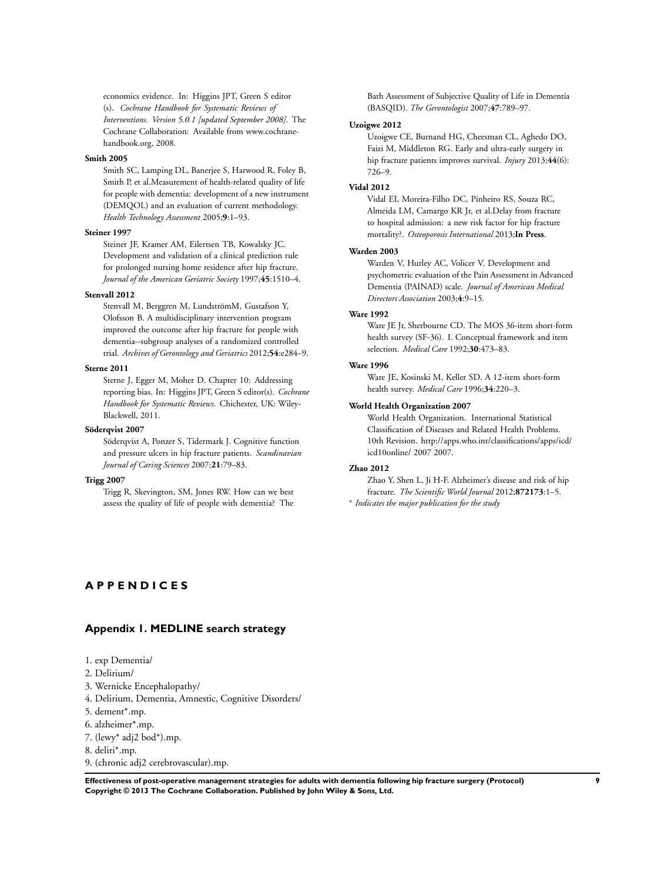economics evidence. In: Higgins JPT, Green S editor (s). *Cochrane Handbook for Systematic Reviews of Interventions. Version 5.0.1 [updated September 2008]*. The Cochrane Collaboration: Available from www.cochrane-handbook.org, 2008.

**Smith 2005**

Smith SC, Lamping DL, Banerjee S, Harwood R, Foley B, Smith P, et al.Measurement of health-related quality of life for people with dementia: development of a new instrument (DEMQOL) and an evaluation of current methodology. *Health Technology Assessment* 2005;**9**:1–93.

**Steiner 1997**

Steiner JF, Kramer AM, Eilertsen TB, Kowalsky JC. Development and validation of a clinical prediction rule for prolonged nursing home residence after hip fracture. *Journal of the American Geriatric Society* 1997;**45**:1510–4.

**Stenvall 2012**

Stenvall M, Berggren M, LundströmM, Gustafson Y, Olofsson B. A multidisciplinary intervention program improved the outcome after hip fracture for people with dementia--subgroup analyses of a randomized controlled trial. *Archives of Gerontology and Geriatrics* 2012;**54**:e284–9.

**Sterne 2011**

Sterne J, Egger M, Moher D. Chapter 10: Addressing reporting bias. In: Higgins JPT, Green S editor(s). *Cochrane Handbook for Systematic Reviews*. Chichester, UK: Wiley-Blackwell, 2011.

**Söderqvist 2007**

Söderqvist A, Ponzer S, Tidermark J. Cognitive function and pressure ulcers in hip fracture patients. *Scandinavian Journal of Caring Sciences* 2007;**21**:79–83.

**Trigg 2007**

Trigg R, Skevington, SM, Jones RW. How can we best assess the quality of life of people with dementia? The Bath Assessment of Subjective Quality of Life in Dementia (BASQID). *The Gerontologist* 2007;**47**:789–97.

**Uzoigwe 2012**

Uzoigwe CE, Burnand HG, Cheesman CL, Aghedo DO, Faizi M, Middleton RG. Early and ultra-early surgery in hip fracture patients improves survival. *Injury* 2013;**44**(6): 726–9.

**Vidal 2012**

Vidal EI, Moreira-Filho DC, Pinheiro RS, Souza RC, Almeida LM, Camargo KR Jr, et al.Delay from fracture to hospital admission: a new risk factor for hip fracture mortality?. *Osteoporosis International* 2013;**In Press**.

**Warden 2003**

Warden V, Hurley AC, Volicer V. Development and psychometric evaluation of the Pain Assessment in Advanced Dementia (PAINAD) scale. *Journal of American Medical Directors Association* 2003;**4**:9–15.

**Ware 1992**

Ware JE Jr, Sherbourne CD. The MOS 36-item short-form health survey (SF-36). I. Conceptual framework and item selection. *Medical Care* 1992;**30**:473–83.

**Ware 1996**

Ware JE, Kosinski M, Keller SD. A 12-item short-form health survey. *Medical Care* 1996;**34**:220–3.

**World Health Organization 2007**

World Health Organization. International Statistical Classification of Diseases and Related Health Problems. 10th Revision. http://apps.who.int/classifications/apps/icd/icd10online/ 2007 2007.

**Zhao 2012**

Zhao Y, Shen L, Ji H-F. Alzheimer's disease and risk of hip fracture. *The Scientific World Journal* 2012;**872173**:1–5.

* *Indicates the major publication for the study*

# A P P E N D I C E S

## Appendix 1. MEDLINE search strategy

1. exp Dementia/
2. Delirium/
3. Wernicke Encephalopathy/
4. Delirium, Dementia, Amnestic, Cognitive Disorders/
5. dement*.mp.
6. alzheimer*.mp.
7. (lewy* adj2 bod*).mp.
8. deliri*.mp.
9. (chronic adj2 cerebrovascular).mp.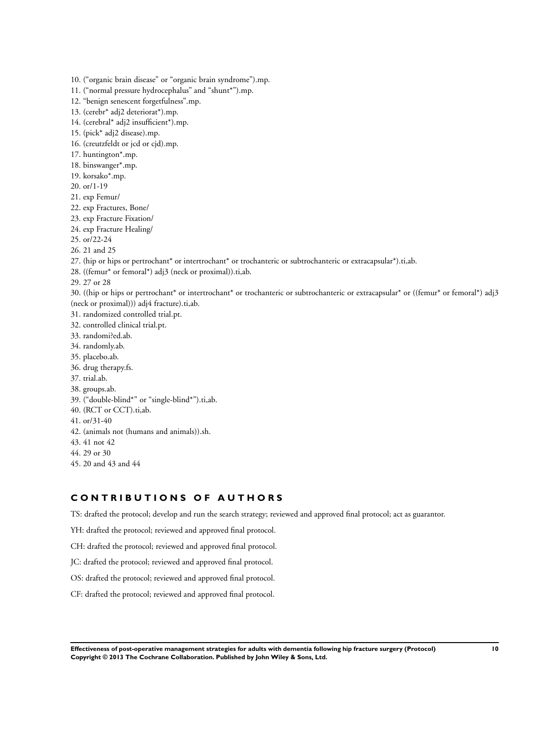10. (“organic brain disease” or “organic brain syndrome”).mp.
11. (“normal pressure hydrocephalus” and “shunt*”).mp.
12. “benign senescent forgetfulness”.mp.
13. (cerebr* adj2 deteriorat*).mp.
14. (cerebral* adj2 insufficient*).mp.
15. (pick* adj2 disease).mp.
16. (creutzfeldt or jcd or cjd).mp.
17. huntington*.mp.
18. binswanger*.mp.
19. korsako*.mp.
20. or/1-19
21. exp Femur/
22. exp Fractures, Bone/
23. exp Fracture Fixation/
24. exp Fracture Healing/
25. or/22-24
26. 21 and 25
27. (hip or hips or pertrochant* or intertrochant* or trochanteric or subtrochanteric or extracapsular*).ti,ab.
28. ((femur* or femoral*) adj3 (neck or proximal)).ti,ab.
29. 27 or 28
30. ((hip or hips or pertrochant* or intertrochant* or trochanteric or subtrochanteric or extracapsular* or ((femur* or femoral*) adj3 (neck or proximal))) adj4 fracture).ti,ab.
31. randomized controlled trial.pt.
32. controlled clinical trial.pt.
33. randomi?ed.ab.
34. randomly.ab.
35. placebo.ab.
36. drug therapy.fs.
37. trial.ab.
38. groups.ab.
39. (“double-blind*” or “single-blind*”).ti,ab.
40. (RCT or CCT).ti,ab.
41. or/31-40
42. (animals not (humans and animals)).sh.
43. 41 not 42
44. 29 or 30
45. 20 and 43 and 44

## CONTRIBUTIONS OF AUTHORS

TS: drafted the protocol; develop and run the search strategy; reviewed and approved final protocol; act as guarantor.

YH: drafted the protocol; reviewed and approved final protocol.

CH: drafted the protocol; reviewed and approved final protocol.

JC: drafted the protocol; reviewed and approved final protocol.

OS: drafted the protocol; reviewed and approved final protocol.

CF: drafted the protocol; reviewed and approved final protocol.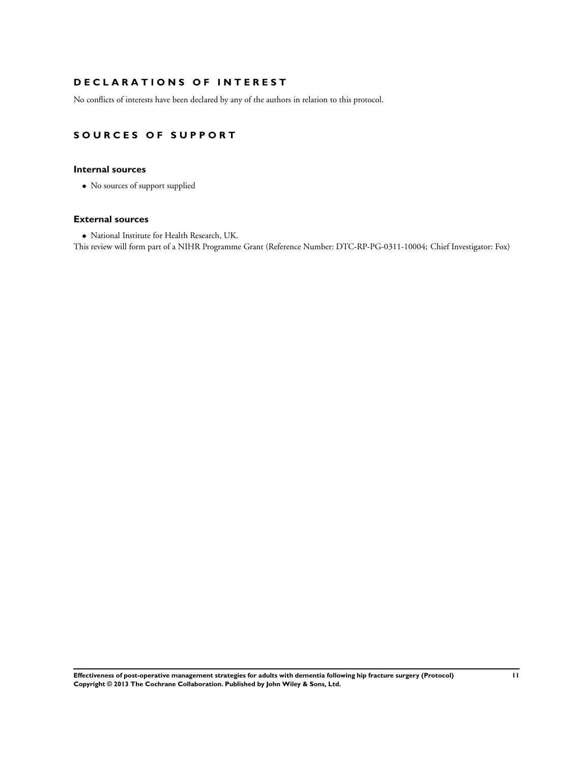# DECLARATIONS OF INTEREST

No conflicts of interests have been declared by any of the authors in relation to this protocol.

# SOURCES OF SUPPORT

## Internal sources

- No sources of support supplied

## External sources

- National Institute for Health Research, UK.

This review will form part of a NIHR Programme Grant (Reference Number: DTC-RP-PG-0311-10004; Chief Investigator: Fox)